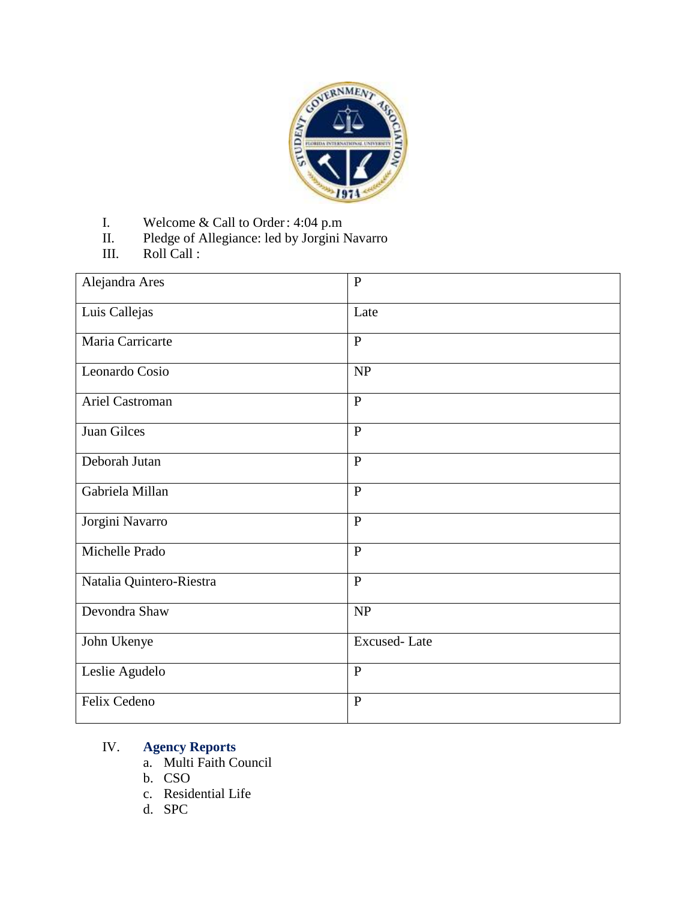I. Welcome & Call to Order: 4:04 p.m

II. Pledge of Allegiance: led by Jorgini Navarro

III. Roll Call :

| | |
|---|---|
| Alejandra Ares | P |
| Luis Callejas | Late |
| Maria Carricarte | P |
| Leonardo Cosio | NP |
| Ariel Castroman | P |
| Juan Gilces | P |
| Deborah Jutan | P |
| Gabriela Millan | P |
| Jorgini Navarro | P |
| Michelle Prado | P |
| Natalia Quintero-Riestra | P |
| Devondra Shaw | NP |
| John Ukenye | Excused- Late |
| Leslie Agudelo | P |
| Felix Cedeno | P |

IV. **Agency Reports**

a. Multi Faith Council

b. CSO

c. Residential Life

d. SPC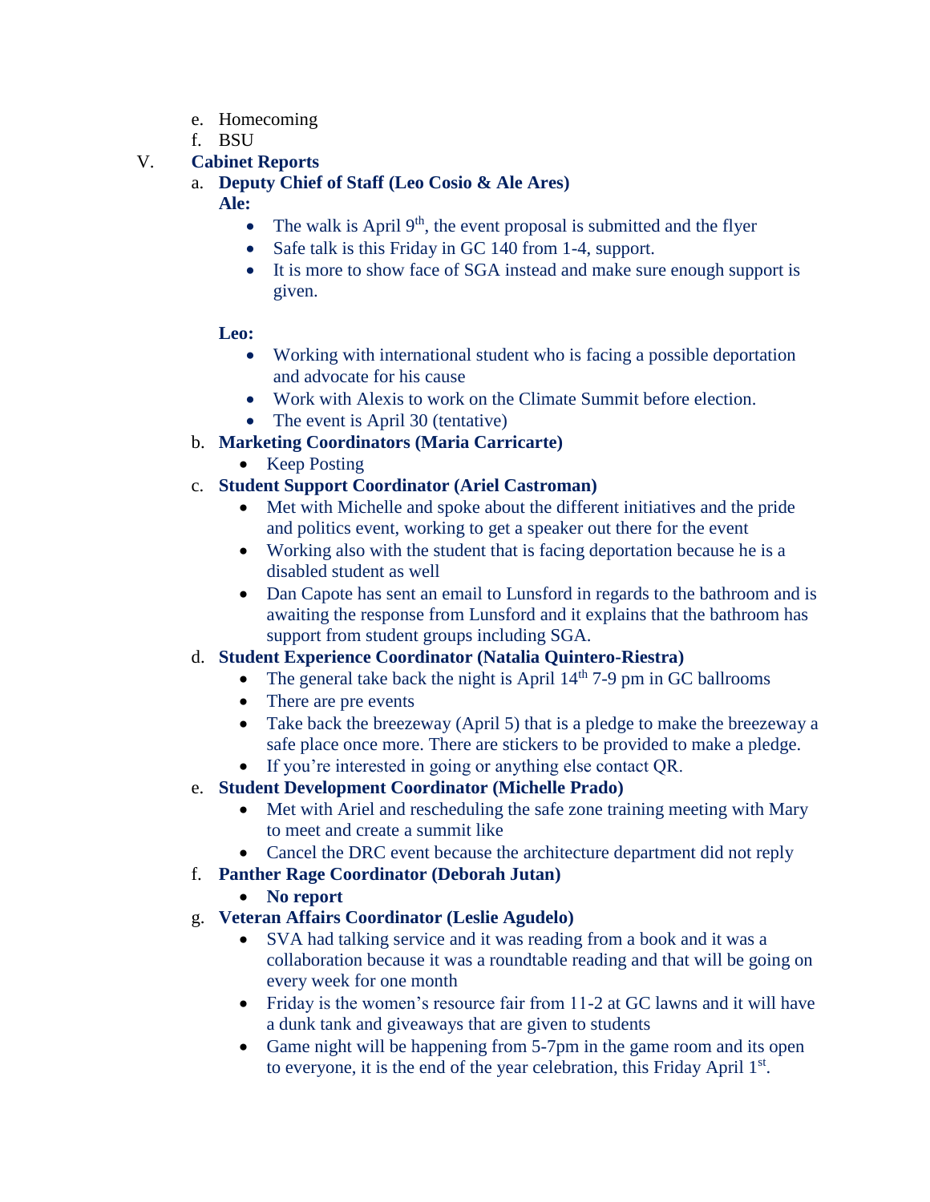e. Homecoming
f. BSU

V. **Cabinet Reports**

a. **Deputy Chief of Staff (Leo Cosio & Ale Ares)**

**Ale:**

- The walk is April 9th, the event proposal is submitted and the flyer
- Safe talk is this Friday in GC 140 from 1-4, support.
- It is more to show face of SGA instead and make sure enough support is given.

**Leo:**

- Working with international student who is facing a possible deportation and advocate for his cause
- Work with Alexis to work on the Climate Summit before election.
- The event is April 30 (tentative)

b. **Marketing Coordinators (Maria Carricarte)**

- Keep Posting

c. **Student Support Coordinator (Ariel Castroman)**

- Met with Michelle and spoke about the different initiatives and the pride and politics event, working to get a speaker out there for the event
- Working also with the student that is facing deportation because he is a disabled student as well
- Dan Capote has sent an email to Lunsford in regards to the bathroom and is awaiting the response from Lunsford and it explains that the bathroom has support from student groups including SGA.

d. **Student Experience Coordinator (Natalia Quintero-Riestra)**

- The general take back the night is April 14th 7-9 pm in GC ballrooms
- There are pre events
- Take back the breezeway (April 5) that is a pledge to make the breezeway a safe place once more. There are stickers to be provided to make a pledge.
- If you're interested in going or anything else contact QR.

e. **Student Development Coordinator (Michelle Prado)**

- Met with Ariel and rescheduling the safe zone training meeting with Mary to meet and create a summit like
- Cancel the DRC event because the architecture department did not reply

f. **Panther Rage Coordinator (Deborah Jutan)**

- **No report**

g. **Veteran Affairs Coordinator (Leslie Agudelo)**

- SVA had talking service and it was reading from a book and it was a collaboration because it was a roundtable reading and that will be going on every week for one month
- Friday is the women's resource fair from 11-2 at GC lawns and it will have a dunk tank and giveaways that are given to students
- Game night will be happening from 5-7pm in the game room and its open to everyone, it is the end of the year celebration, this Friday April 1st.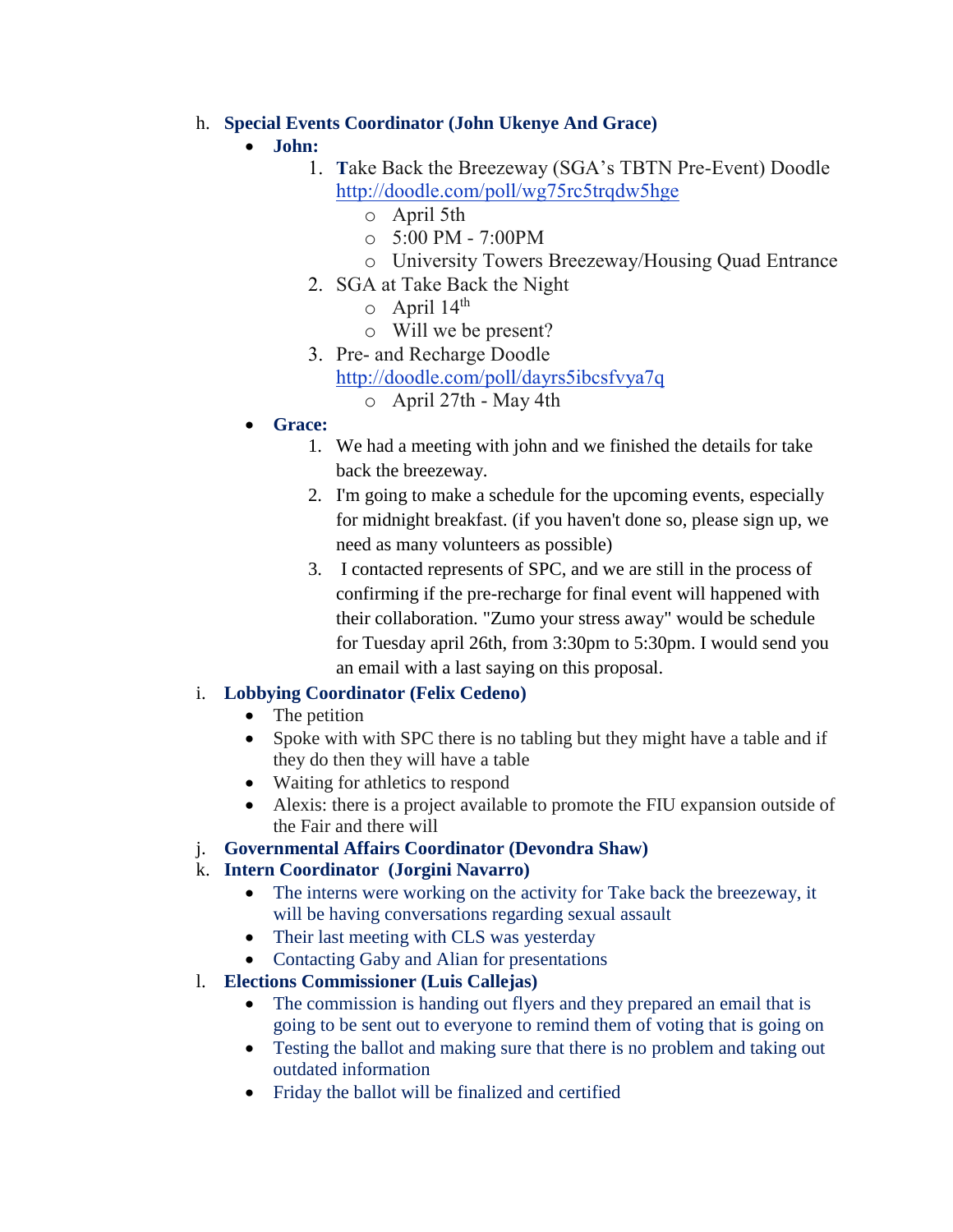h. **Special Events Coordinator (John Ukenye And Grace)**

- **John:**
  1. **T**ake Back the Breezeway (SGA's TBTN Pre-Event) Doodle http://doodle.com/poll/wg75rc5trqdw5hge
     - April 5th
     - 5:00 PM - 7:00PM
     - University Towers Breezeway/Housing Quad Entrance
  2. SGA at Take Back the Night
     - April 14th
     - Will we be present?
  3. Pre- and Recharge Doodle http://doodle.com/poll/dayrs5ibcsfvya7q
     - April 27th - May 4th
- **Grace:**
  1. We had a meeting with john and we finished the details for take back the breezeway.
  2. I'm going to make a schedule for the upcoming events, especially for midnight breakfast. (if you haven't done so, please sign up, we need as many volunteers as possible)
  3. I contacted represents of SPC, and we are still in the process of confirming if the pre-recharge for final event will happened with their collaboration. "Zumo your stress away" would be schedule for Tuesday april 26th, from 3:30pm to 5:30pm. I would send you an email with a last saying on this proposal.

i. **Lobbying Coordinator (Felix Cedeno)**

- The petition
- Spoke with with SPC there is no tabling but they might have a table and if they do then they will have a table
- Waiting for athletics to respond
- Alexis: there is a project available to promote the FIU expansion outside of the Fair and there will

j. **Governmental Affairs Coordinator (Devondra Shaw)**

k. **Intern Coordinator (Jorgini Navarro)**

- The interns were working on the activity for Take back the breezeway, it will be having conversations regarding sexual assault
- Their last meeting with CLS was yesterday
- Contacting Gaby and Alian for presentations

l. **Elections Commissioner (Luis Callejas)**

- The commission is handing out flyers and they prepared an email that is going to be sent out to everyone to remind them of voting that is going on
- Testing the ballot and making sure that there is no problem and taking out outdated information
- Friday the ballot will be finalized and certified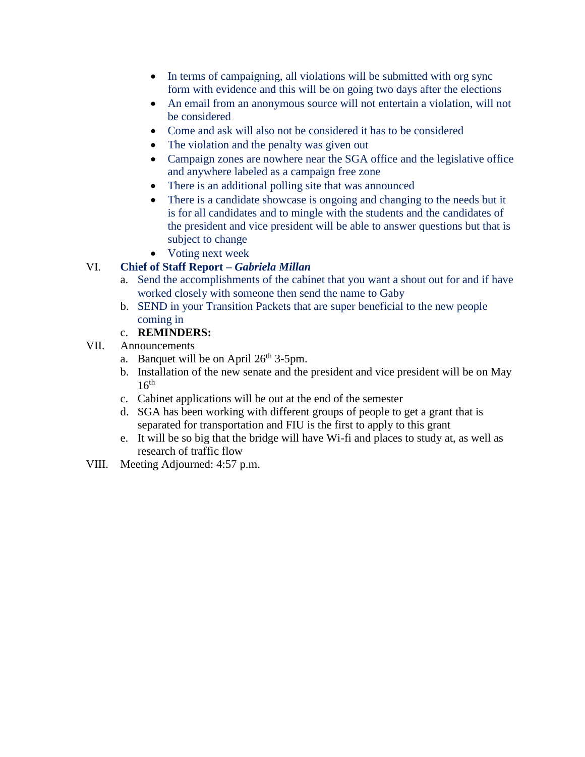- In terms of campaigning, all violations will be submitted with org sync form with evidence and this will be on going two days after the elections
- An email from an anonymous source will not entertain a violation, will not be considered
- Come and ask will also not be considered it has to be considered
- The violation and the penalty was given out
- Campaign zones are nowhere near the SGA office and the legislative office and anywhere labeled as a campaign free zone
- There is an additional polling site that was announced
- There is a candidate showcase is ongoing and changing to the needs but it is for all candidates and to mingle with the students and the candidates of the president and vice president will be able to answer questions but that is subject to change
- Voting next week

VI. **Chief of Staff Report – *Gabriela Millan***

a. Send the accomplishments of the cabinet that you want a shout out for and if have worked closely with someone then send the name to Gaby

b. SEND in your Transition Packets that are super beneficial to the new people coming in

c. **REMINDERS:**

VII. Announcements

a. Banquet will be on April 26th 3-5pm.

b. Installation of the new senate and the president and vice president will be on May 16th

c. Cabinet applications will be out at the end of the semester

d. SGA has been working with different groups of people to get a grant that is separated for transportation and FIU is the first to apply to this grant

e. It will be so big that the bridge will have Wi-fi and places to study at, as well as research of traffic flow

VIII. Meeting Adjourned: 4:57 p.m.